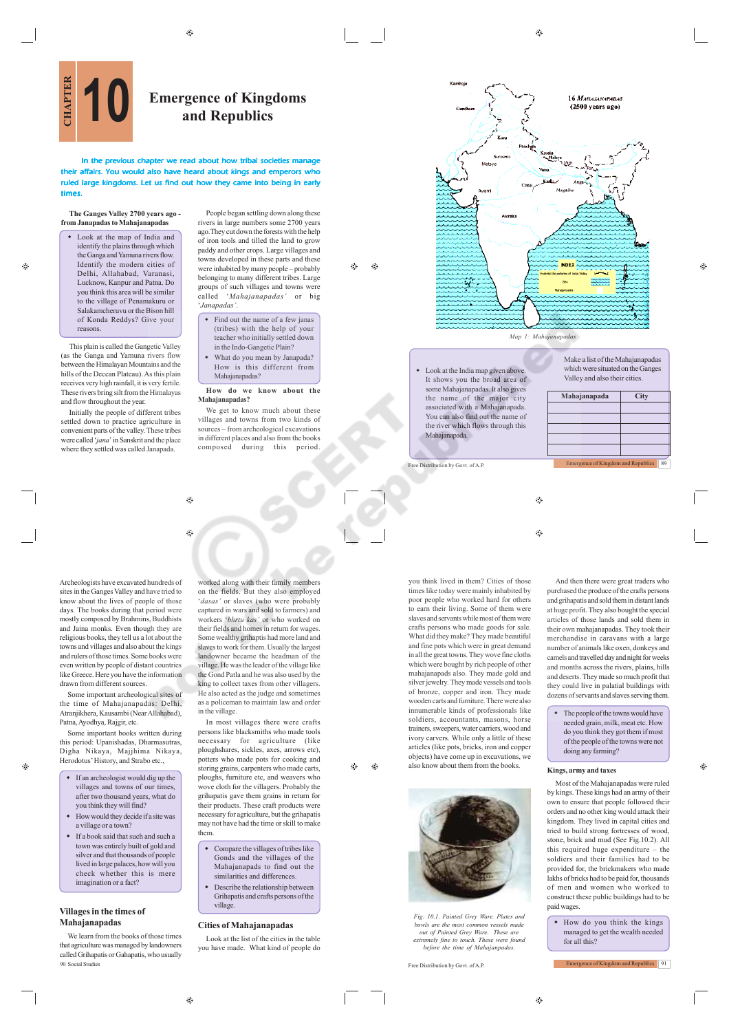# CHAPTER 10

# Emergence of Kingdoms and Republics

**In the previous chapter we read about how tribal societies manage their affairs. You would also have heard about kings and emperors who ruled large kingdoms. Let us find out how they came into being in early times.**

## The Ganges Valley 2700 years ago - from Janapadas to Mahajanapadas

- Look at the map of India and identify the plains through which the Ganga and Yamuna rivers flow. Identify the modern cities of Delhi, Allahabad, Varanasi, Lucknow, Kanpur and Patna. Do you think this area will be similar to the village of Penamakuru or Salakamcheruvu or the Bison hill of Konda Reddys? Give your reasons.

This plain is called the Gangetic Valley (as the Ganga and Yamuna rivers flow between the Himalayan Mountains and the hills of the Deccan Plateau). As this plain receives very high rainfall, it is very fertile. These rivers bring silt from the Himalayas and flow throughout the year.

Initially the people of different tribes settled down to practice agriculture in convenient parts of the valley. These tribes were called '*jana*' in Sanskrit and the place where they settled was called Janapada.

People began settling down along these rivers in large numbers some 2700 years ago. They cut down the forests with the help of iron tools and tilled the land to grow paddy and other crops. Large villages and towns developed in these parts and these were inhabited by many people – probably belonging to many different tribes. Large groups of such villages and towns were called '*Mahajanapadas*' or big '*Janapadas*'.

- Find out the name of a few janas (tribes) with the help of your teacher who initially settled down in the Indo-Gangetic Plain?
- What do you mean by Janapada? How is this different from Mahajanapadas?

**How do we know about the Mahajanapadas?**

We get to know much about these villages and towns from two kinds of sources – from archeological excavations in different places and also from the books composed during this period.

Map 1: Mahajanapadas

- Look at the India map given above. It shows you the broad area of some Mahajanapadas. It also gives the name of the major city associated with a Mahajanapada. You can also find out the name of the river which flows through this Mahajanapada.

Make a list of the Mahajanapadas which were situated on the Ganges Valley and also their cities.

| Mahajanapada | City |
|---|---|
| | |
| | |
| | |
| | |
| | |

Archeologists have excavated hundreds of sites in the Ganges Valley and have tried to know about the lives of people of those days. The books during that period were mostly composed by Brahmins, Buddhists and Jaina monks. Even though they are religious books, they tell us a lot about the towns and villages and also about the kings and rulers of those times. Some books were even written by people of distant countries like Greece. Here you have the information drawn from different sources.

Some important archeological sites of the time of Mahajanapadas: Delhi, Atranjikhera, Kausambi (Near Allahabad), Patna, Ayodhya, Rajgir, etc.

Some important books written during this period: Upanishadas, Dharmasutras, Digha Nikaya, Majjhima Nikaya, Herodotus' History, and Strabo etc.,

- If an archeologist would dig up the villages and towns of our times, after two thousand years, what do you think they will find?
- How would they decide if a site was a village or a town?
- If a book said that such and such a town was entirely built of gold and silver and that thousands of people lived in large palaces, how will you check whether this is mere imagination or a fact?

## Villages in the times of Mahajanapadas

We learn from the books of those times that agriculture was managed by landowners called Grihapatis or Gahapatis, who usually worked along with their family members on the fields. But they also employed '*dasas*' or slaves (who were probably captured in wars and sold to farmers) and workers '*bhrtu kas*' or who worked on their fields and homes in return for wages. Some wealthy grihaptis had more land and slaves to work for them. Usually the largest landowner became the headman of the village. He was the leader of the village like the Gond Patla and he was also used by the king to collect taxes from other villagers. He also acted as the judge and sometimes as a policeman to maintain law and order in the village.

In most villages there were crafts persons like blacksmiths who made tools necessary for agriculture (like ploughshares, sickles, axes, arrows etc), potters who made pots for cooking and storing grains, carpenters who made carts, ploughs, furniture etc, and weavers who wove cloth for the villagers. Probably the grihapatis gave them grains in return for their products. These craft products were necessary for agriculture, but the grihapatis may not have had the time or skill to make them.

- Compare the villages of tribes like Gonds and the villages of the Mahajanapadas to find out the similarities and differences.
- Describe the relationship between Grihapatis and crafts persons of the village.

## Cities of Mahajanapadas

Look at the list of the cities in the table you have made. What kind of people do you think lived in them? Cities of those times like today were mainly inhabited by poor people who worked hard for others to earn their living. Some of them were slaves and servants while most of them were crafts persons who made goods for sale. What did they make? They made beautiful and fine pots which were in great demand in all the great towns. They wove fine cloths which were bought by rich people of other mahajanapads also. They made gold and silver jewelry. They made vessels and tools of bronze, copper and iron. They made wooden carts and furniture. There were also innumerable kinds of professionals like soldiers, accountants, masons, horse trainers, sweepers, water carriers, wood and ivory carvers. While only a little of these articles (like pots, bricks, iron and copper objects) have come up in excavations, we also know about them from the books.

Fig: 10.1. Painted Grey Ware. Plates and bowls are the most common vessels made out of Painted Grey Ware. These are extremely fine to touch. These were found before the time of Mahajanapadas.

And then there were great traders who purchased the produce of the crafts persons and grihapatis and sold them in distant lands at huge profit. They also bought the special articles of those lands and sold them in their own mahajanapadas. They took their merchandise in caravans with a large number of animals like oxen, donkeys and camels and travelled day and night for weeks and months across the rivers, plains, hills and deserts. They made so much profit that they could live in palatial buildings with dozens of servants and slaves serving them.

- The people of the towns would have needed grain, milk, meat etc. How do you think they got them if most of the people of the towns were not doing any farming?

## Kings, army and taxes

Most of the Mahajanapadas were ruled by kings. These kings had an army of their own to ensure that people followed their orders and no other king would attack their kingdom. They lived in capital cities and tried to build strong fortresses of wood, stone, brick and mud (See Fig.10.2). All this required huge expenditure – the soldiers and their families had to be provided for, the brickmakers who made lakhs of bricks had to be paid for, thousands of men and women who worked to construct these public buildings had to be paid wages.

- How do you think the kings managed to get the wealth needed for all this?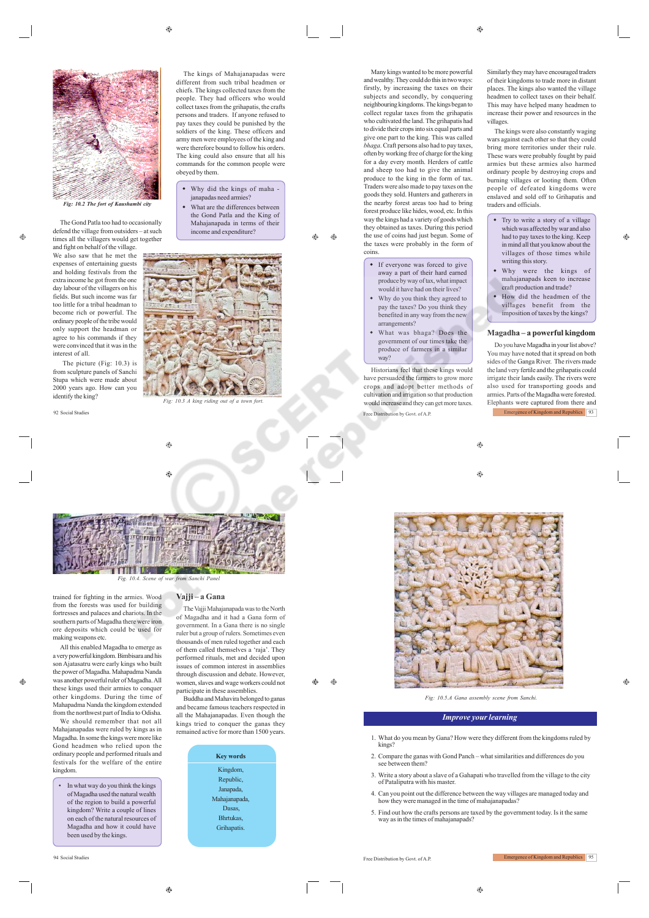The kings of Mahajanapadas were different from such tribal headmen or chiefs. The kings collected taxes from the people. They had officers who would collect taxes from the grihapatis, the crafts persons and traders. If anyone refused to pay taxes they could be punished by the soldiers of the king. These officers and army men were employees of the king and were therefore bound to follow his orders. The king could also ensure that all his commands for the common people were obeyed by them.

Fig: 10.2 The fort of Kaushambi city

- Why did the kings of maha - janapadas need armies?
- What are the differences between the Gond Patla and the King of Mahajanapada in terms of their income and expenditure?

The Gond Patla too had to occasionally defend the village from outsiders – at such times all the villagers would get together and fight on behalf of the village. We also saw that he met the expenses of entertaining guests and holding festivals from the extra income he got from the one day labour of the villagers on his fields. But such income was far too little for a tribal headman to become rich or powerful. The ordinary people of the tribe would only support the headman or agree to his commands if they were convinced that it was in the interest of all.

The picture (Fig: 10.3) is from sculpture panels of Sanchi Stupa which were made about 2000 years ago. How can you identify the king?

Fig: 10.3 A king riding out of a town fort.

Many kings wanted to be more powerful and wealthy. They could do this in two ways: firstly, by increasing the taxes on their subjects and secondly, by conquering neighbouring kingdoms. The kings began to collect regular taxes from the grihapatis who cultivated the land. The grihapatis had to divide their crops into six equal parts and give one part to the king. This was called *bhaga*. Craft persons also had to pay taxes, often by working free of charge for the king for a day every month. Herders of cattle and sheep too had to give the animal produce to the king in the form of tax. Traders were also made to pay taxes on the goods they sold. Hunters and gatherers in the nearby forest areas too had to bring forest produce like hides, wood, etc. In this way the kings had a variety of goods which they obtained as taxes. During this period the use of coins had just begun. Some of the taxes were probably in the form of coins.

- If everyone was forced to give away a part of their hard earned produce by way of tax, what impact would it have had on their lives?
- Why do you think they agreed to pay the taxes? Do you think they benefited in any way from the new arrangements?
- What was bhaga? Does the government of our times take the produce of farmers in a similar way?

Historians feel that these kings would have persuaded the farmers to grow more crops and adopt better methods of cultivation and irrigation so that production would increase and they can get more taxes.

Similarly they may have encouraged traders of their kingdoms to trade more in distant places. The kings also wanted the village headmen to collect taxes on their behalf. This may have helped many headmen to increase their power and resources in the villages.

The kings were also constantly waging wars against each other so that they could bring more territories under their rule. These wars were probably fought by paid armies but these armies also harmed ordinary people by destroying crops and burning villages or looting them. Often people of defeated kingdoms were enslaved and sold off to Grihapatis and traders and officials.

- Try to write a story of a village which was affected by war and also had to pay taxes to the king. Keep in mind all that you know about the villages of those times while writing this story.
- Why were the kings of mahajanapadas keen to increase craft production and trade?
- How did the headmen of the villages benefit from the imposition of taxes by the kings?

## Magadha – a powerful kingdom

Do you have Magadha in your list above? You may have noted that it spread on both sides of the Ganga River. The rivers made the land very fertile and the grihapatis could irrigate their lands easily. The rivers were also used for transporting goods and armies. Elephants were captured from there and trained for fighting in the armies. Wood from the forests was used for building fortresses and palaces and chariots. In the southern parts of Magadha there were iron ore deposits which could be used for making weapons etc.

Fig. 10.4. Scene of war from Sanchi Panel

All this enabled Magadha to emerge as a very powerful kingdom. Bimbisara and his son Ajatasatru were early kings who built the power of Magadha. Mahapadma Nanda was another powerful ruler of Magadha. All these kings used their armies to conquer other kingdoms. During the time of Mahapadma Nanda the kingdom extended from the northwest part of India to Odisha.

We should remember that not all Mahajanapadas were ruled by kings as in Magadha. In some the kings were more like Gond headmen who relied upon the ordinary people and performed rituals and festivals for the welfare of the entire kingdom.

- In what way do you think the kings of Magadha used the natural wealth of the region to build a powerful kingdom? Write a couple of lines on each of the natural resources of Magadha and how it could have been used by the kings.

## Vajji – a Gana

The Vajji Mahajanapada was to the North of Magadha and it had a Gana form of government. In a Gana there is no single ruler but a group of rulers. Sometimes even thousands of men ruled together and each of them called themselves a 'raja'. They performed rituals, met and decided upon issues of common interest in assemblies through discussion and debate. However, women, slaves and wage workers could not participate in these assemblies.

Buddha and Mahavira belonged to ganas and became famous teachers respected in all the Mahajanapadas. Even though the kings tried to conquer the ganas they remained active for more than 1500 years.

**Key words**

Kingdom,
Republic,
Janapada,
Mahajanapada,
Dasas,
Bhrtukas,
Grihapatis.

Fig: 10.5.A Gana assembly scene from Sanchi.

## Improve your learning

1. What do you mean by Gana? How were they different from the kingdoms ruled by kings?
2. Compare the ganas with Gond Panch – what similarities and differences do you see between them?
3. Write a story about a slave of a Gahapati who travelled from the village to the city of Pataliputra with his master.
4. Can you point out the difference between the way villages are managed today and how they were managed in the time of mahajanapadas?
5. Find out how the crafts persons are taxed by the government today. Is it the same way as in the times of mahajanapadas?